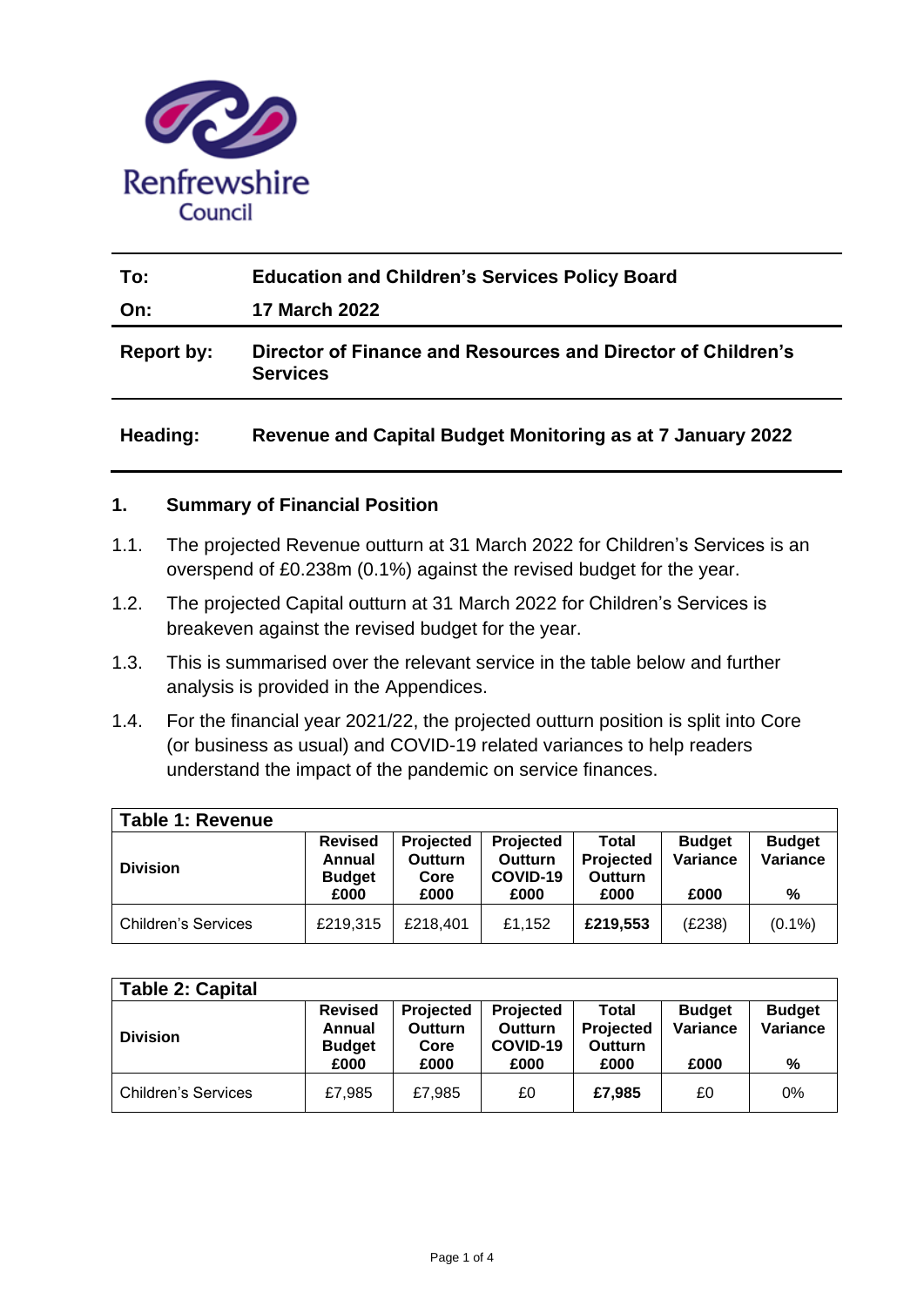Renfrewshire Council

| | |
|---|---|
| **To:** | **Education and Children's Services Policy Board** |
| **On:** | **17 March 2022** |
| **Report by:** | **Director of Finance and Resources and Director of Children's Services** |
| **Heading:** | **Revenue and Capital Budget Monitoring as at 7 January 2022** |

## 1. Summary of Financial Position

1.1. The projected Revenue outturn at 31 March 2022 for Children's Services is an overspend of £0.238m (0.1%) against the revised budget for the year.

1.2. The projected Capital outturn at 31 March 2022 for Children's Services is breakeven against the revised budget for the year.

1.3. This is summarised over the relevant service in the table below and further analysis is provided in the Appendices.

1.4. For the financial year 2021/22, the projected outturn position is split into Core (or business as usual) and COVID-19 related variances to help readers understand the impact of the pandemic on service finances.

**Table 1: Revenue**

| Division | Revised Annual Budget £000 | Projected Outturn Core £000 | Projected Outturn COVID-19 £000 | Total Projected Outturn £000 | Budget Variance £000 | Budget Variance % |
|---|---|---|---|---|---|---|
| Children's Services | £219,315 | £218,401 | £1,152 | **£219,553** | (£238) | (0.1%) |

**Table 2: Capital**

| Division | Revised Annual Budget £000 | Projected Outturn Core £000 | Projected Outturn COVID-19 £000 | Total Projected Outturn £000 | Budget Variance £000 | Budget Variance % |
|---|---|---|---|---|---|---|
| Children's Services | £7,985 | £7,985 | £0 | **£7,985** | £0 | 0% |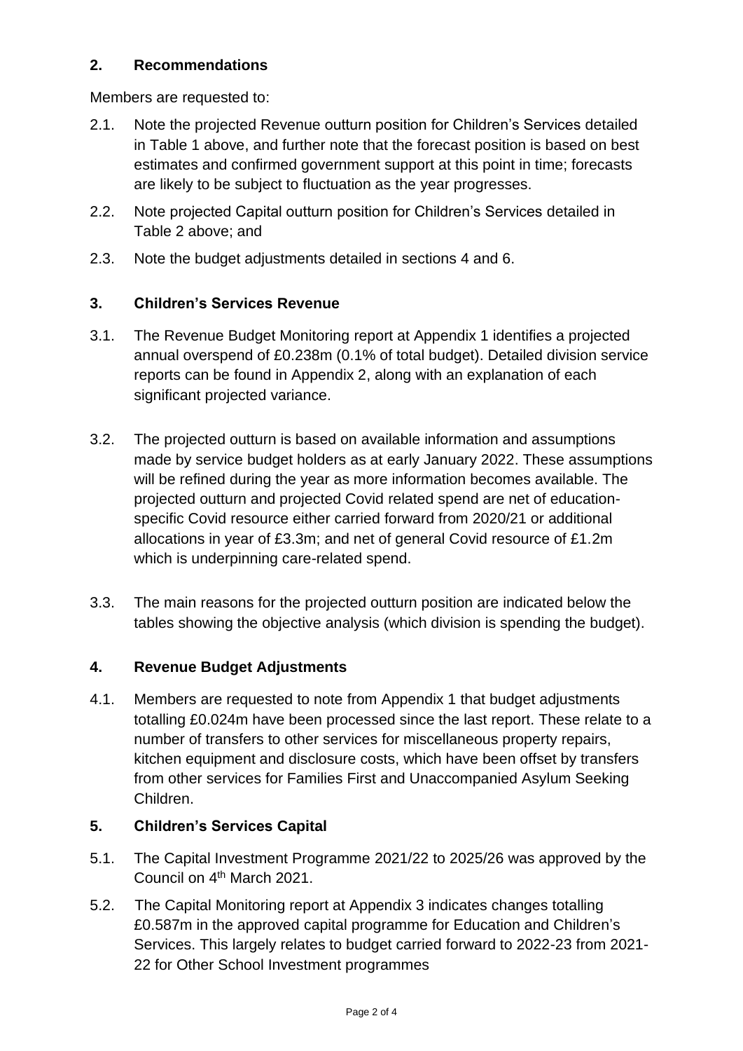## 2. Recommendations

Members are requested to:

2.1. Note the projected Revenue outturn position for Children's Services detailed in Table 1 above, and further note that the forecast position is based on best estimates and confirmed government support at this point in time; forecasts are likely to be subject to fluctuation as the year progresses.

2.2. Note projected Capital outturn position for Children's Services detailed in Table 2 above; and

2.3. Note the budget adjustments detailed in sections 4 and 6.

## 3. Children's Services Revenue

3.1. The Revenue Budget Monitoring report at Appendix 1 identifies a projected annual overspend of £0.238m (0.1% of total budget). Detailed division service reports can be found in Appendix 2, along with an explanation of each significant projected variance.

3.2. The projected outturn is based on available information and assumptions made by service budget holders as at early January 2022. These assumptions will be refined during the year as more information becomes available. The projected outturn and projected Covid related spend are net of education-specific Covid resource either carried forward from 2020/21 or additional allocations in year of £3.3m; and net of general Covid resource of £1.2m which is underpinning care-related spend.

3.3. The main reasons for the projected outturn position are indicated below the tables showing the objective analysis (which division is spending the budget).

## 4. Revenue Budget Adjustments

4.1. Members are requested to note from Appendix 1 that budget adjustments totalling £0.024m have been processed since the last report. These relate to a number of transfers to other services for miscellaneous property repairs, kitchen equipment and disclosure costs, which have been offset by transfers from other services for Families First and Unaccompanied Asylum Seeking Children.

## 5. Children's Services Capital

5.1. The Capital Investment Programme 2021/22 to 2025/26 was approved by the Council on 4th March 2021.

5.2. The Capital Monitoring report at Appendix 3 indicates changes totalling £0.587m in the approved capital programme for Education and Children's Services. This largely relates to budget carried forward to 2022-23 from 2021-22 for Other School Investment programmes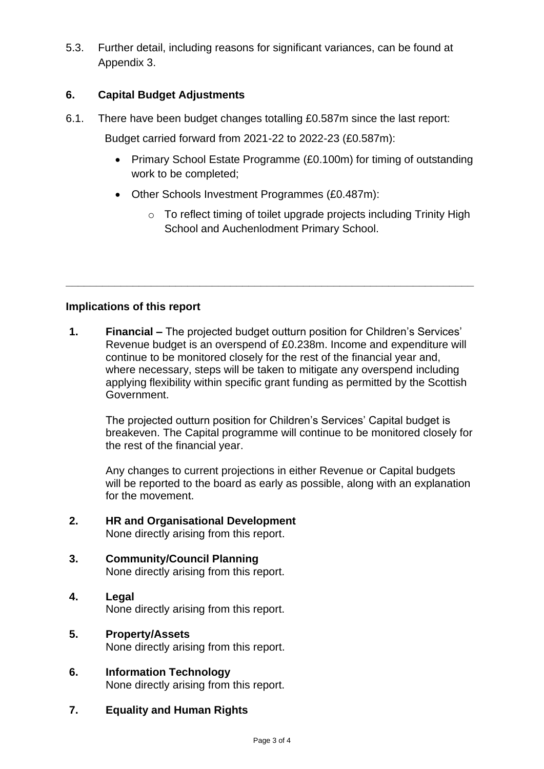5.3. Further detail, including reasons for significant variances, can be found at Appendix 3.

## 6. Capital Budget Adjustments

6.1. There have been budget changes totalling £0.587m since the last report:

Budget carried forward from 2021-22 to 2022-23 (£0.587m):

- Primary School Estate Programme (£0.100m) for timing of outstanding work to be completed;
- Other Schools Investment Programmes (£0.487m):
  - To reflect timing of toilet upgrade projects including Trinity High School and Auchenlodment Primary School.

---

### Implications of this report

1. **Financial –** The projected budget outturn position for Children's Services' Revenue budget is an overspend of £0.238m. Income and expenditure will continue to be monitored closely for the rest of the financial year and, where necessary, steps will be taken to mitigate any overspend including applying flexibility within specific grant funding as permitted by the Scottish Government.

   The projected outturn position for Children's Services' Capital budget is breakeven. The Capital programme will continue to be monitored closely for the rest of the financial year.

   Any changes to current projections in either Revenue or Capital budgets will be reported to the board as early as possible, along with an explanation for the movement.

2. **HR and Organisational Development**
   None directly arising from this report.

3. **Community/Council Planning**
   None directly arising from this report.

4. **Legal**
   None directly arising from this report.

5. **Property/Assets**
   None directly arising from this report.

6. **Information Technology**
   None directly arising from this report.

7. **Equality and Human Rights**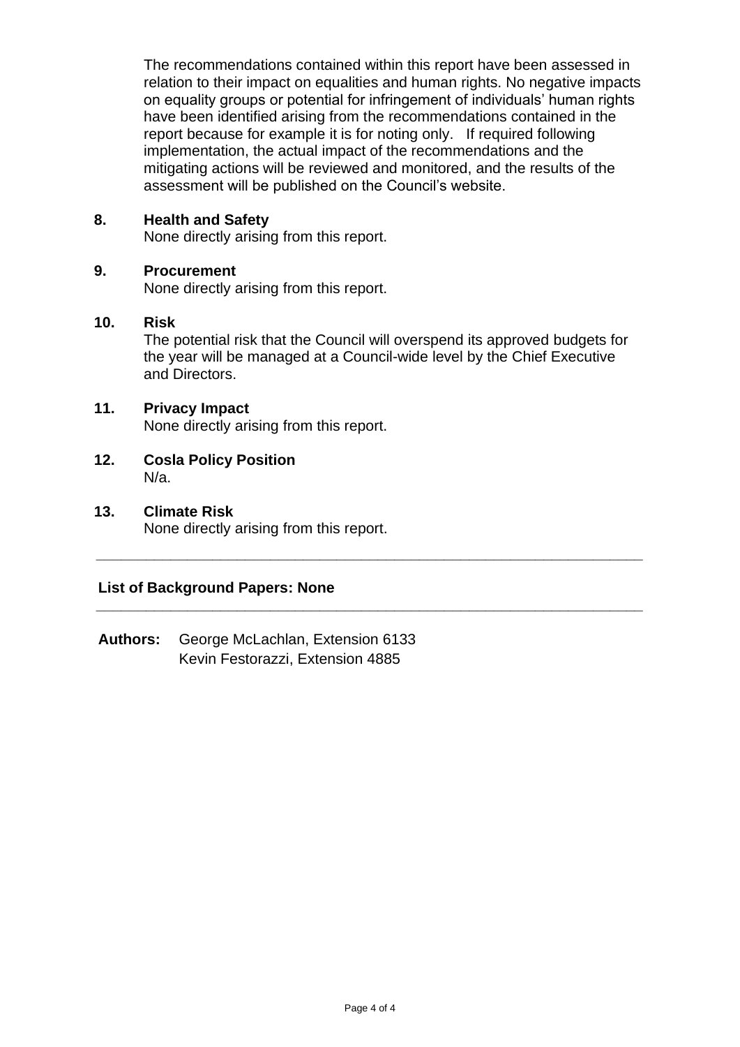The recommendations contained within this report have been assessed in relation to their impact on equalities and human rights. No negative impacts on equality groups or potential for infringement of individuals' human rights have been identified arising from the recommendations contained in the report because for example it is for noting only. If required following implementation, the actual impact of the recommendations and the mitigating actions will be reviewed and monitored, and the results of the assessment will be published on the Council's website.

**8. Health and Safety**

None directly arising from this report.

**9. Procurement**

None directly arising from this report.

**10. Risk**

The potential risk that the Council will overspend its approved budgets for the year will be managed at a Council-wide level by the Chief Executive and Directors.

**11. Privacy Impact**

None directly arising from this report.

**12. Cosla Policy Position**

N/a.

**13. Climate Risk**

None directly arising from this report.

---

**List of Background Papers: None**

---

**Authors:** George McLachlan, Extension 6133
Kevin Festorazzi, Extension 4885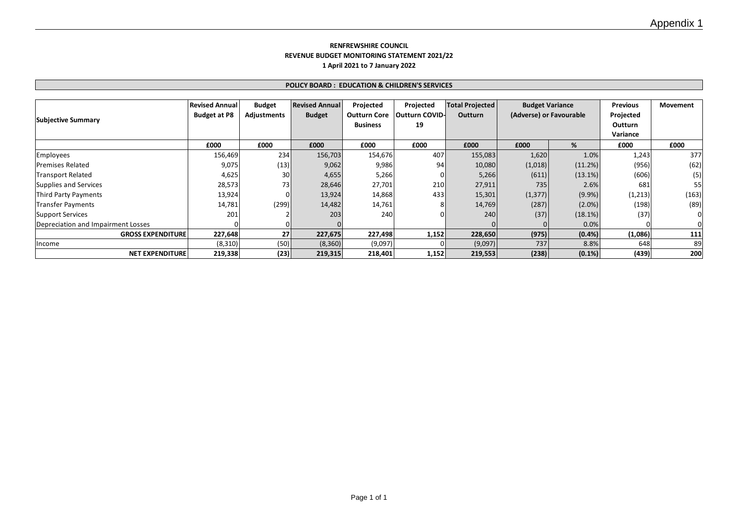Appendix 1

**RENFREWSHIRE COUNCIL**
**REVENUE BUDGET MONITORING STATEMENT 2021/22**
**1 April 2021 to 7 January 2022**

**POLICY BOARD : EDUCATION & CHILDREN'S SERVICES**

| Subjective Summary | Revised Annual Budget at P8 | Budget Adjustments | Revised Annual Budget | Projected Outturn Core Business | Projected Outturn COVID-19 | Total Projected Outturn | Budget Variance (Adverse) or Favourable | | Previous Projected Outturn Variance | Movement |
|---|---|---|---|---|---|---|---|---|---|---|
| | £000 | £000 | £000 | £000 | £000 | £000 | £000 | % | £000 | £000 |
| Employees | 156,469 | 234 | 156,703 | 154,676 | 407 | 155,083 | 1,620 | 1.0% | 1,243 | 377 |
| Premises Related | 9,075 | (13) | 9,062 | 9,986 | 94 | 10,080 | (1,018) | (11.2%) | (956) | (62) |
| Transport Related | 4,625 | 30 | 4,655 | 5,266 | 0 | 5,266 | (611) | (13.1%) | (606) | (5) |
| Supplies and Services | 28,573 | 73 | 28,646 | 27,701 | 210 | 27,911 | 735 | 2.6% | 681 | 55 |
| Third Party Payments | 13,924 | 0 | 13,924 | 14,868 | 433 | 15,301 | (1,377) | (9.9%) | (1,213) | (163) |
| Transfer Payments | 14,781 | (299) | 14,482 | 14,761 | 8 | 14,769 | (287) | (2.0%) | (198) | (89) |
| Support Services | 201 | 2 | 203 | 240 | 0 | 240 | (37) | (18.1%) | (37) | 0 |
| Depreciation and Impairment Losses | 0 | 0 | 0 | | | 0 | 0 | 0.0% | 0 | 0 |
| **GROSS EXPENDITURE** | **227,648** | **27** | **227,675** | **227,498** | **1,152** | **228,650** | **(975)** | **(0.4%)** | **(1,086)** | **111** |
| Income | (8,310) | (50) | (8,360) | (9,097) | 0 | (9,097) | 737 | 8.8% | 648 | 89 |
| **NET EXPENDITURE** | **219,338** | **(23)** | **219,315** | **218,401** | **1,152** | **219,553** | **(238)** | **(0.1%)** | **(439)** | **200** |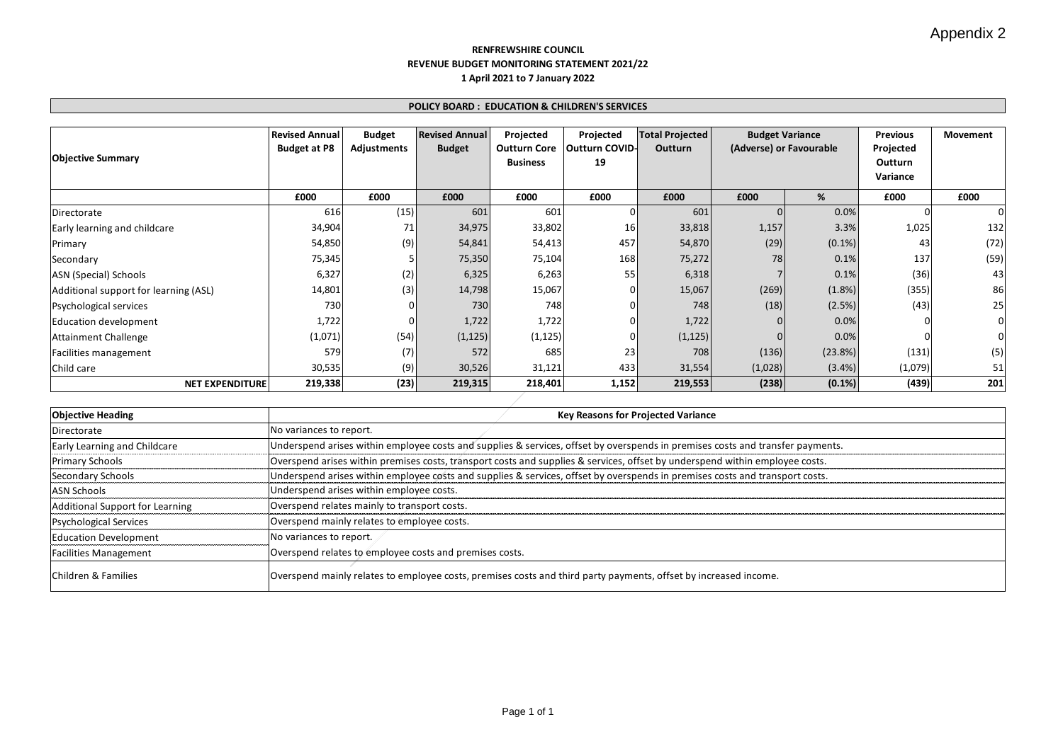Appendix 2

**RENFREWSHIRE COUNCIL**
**REVENUE BUDGET MONITORING STATEMENT 2021/22**
**1 April 2021 to 7 January 2022**

**POLICY BOARD : EDUCATION & CHILDREN'S SERVICES**

| Objective Summary | Revised Annual Budget at P8 | Budget Adjustments | Revised Annual Budget | Projected Outturn Core Business | Projected Outturn COVID-19 | Total Projected Outturn | Budget Variance (Adverse) or Favourable | | Previous Projected Outturn Variance | Movement |
|---|---|---|---|---|---|---|---|---|---|---|
| | £000 | £000 | £000 | £000 | £000 | £000 | £000 | % | £000 | £000 |
| Directorate | 616 | (15) | 601 | 601 | 0 | 601 | 0 | 0.0% | 0 | 0 |
| Early learning and childcare | 34,904 | 71 | 34,975 | 33,802 | 16 | 33,818 | 1,157 | 3.3% | 1,025 | 132 |
| Primary | 54,850 | (9) | 54,841 | 54,413 | 457 | 54,870 | (29) | (0.1%) | 43 | (72) |
| Secondary | 75,345 | 5 | 75,350 | 75,104 | 168 | 75,272 | 78 | 0.1% | 137 | (59) |
| ASN (Special) Schools | 6,327 | (2) | 6,325 | 6,263 | 55 | 6,318 | 7 | 0.1% | (36) | 43 |
| Additional support for learning (ASL) | 14,801 | (3) | 14,798 | 15,067 | 0 | 15,067 | (269) | (1.8%) | (355) | 86 |
| Psychological services | 730 | 0 | 730 | 748 | 0 | 748 | (18) | (2.5%) | (43) | 25 |
| Education development | 1,722 | 0 | 1,722 | 1,722 | 0 | 1,722 | 0 | 0.0% | 0 | 0 |
| Attainment Challenge | (1,071) | (54) | (1,125) | (1,125) | 0 | (1,125) | 0 | 0.0% | 0 | 0 |
| Facilities management | 579 | (7) | 572 | 685 | 23 | 708 | (136) | (23.8%) | (131) | (5) |
| Child care | 30,535 | (9) | 30,526 | 31,121 | 433 | 31,554 | (1,028) | (3.4%) | (1,079) | 51 |
| **NET EXPENDITURE** | **219,338** | **(23)** | **219,315** | **218,401** | **1,152** | **219,553** | **(238)** | **(0.1%)** | **(439)** | **201** |

| Objective Heading | Key Reasons for Projected Variance |
|---|---|
| Directorate | No variances to report. |
| Early Learning and Childcare | Underspend arises within employee costs and supplies & services, offset by overspends in premises costs and transfer payments. |
| Primary Schools | Overspend arises within premises costs, transport costs and supplies & services, offset by underspend within employee costs. |
| Secondary Schools | Underspend arises within employee costs and supplies & services, offset by overspends in premises costs and transport costs. |
| ASN Schools | Underspend arises within employee costs. |
| Additional Support for Learning | Overspend relates mainly to transport costs. |
| Psychological Services | Overspend mainly relates to employee costs. |
| Education Development | No variances to report. |
| Facilities Management | Overspend relates to employee costs and premises costs. |
| Children & Families | Overspend mainly relates to employee costs, premises costs and third party payments, offset by increased income. |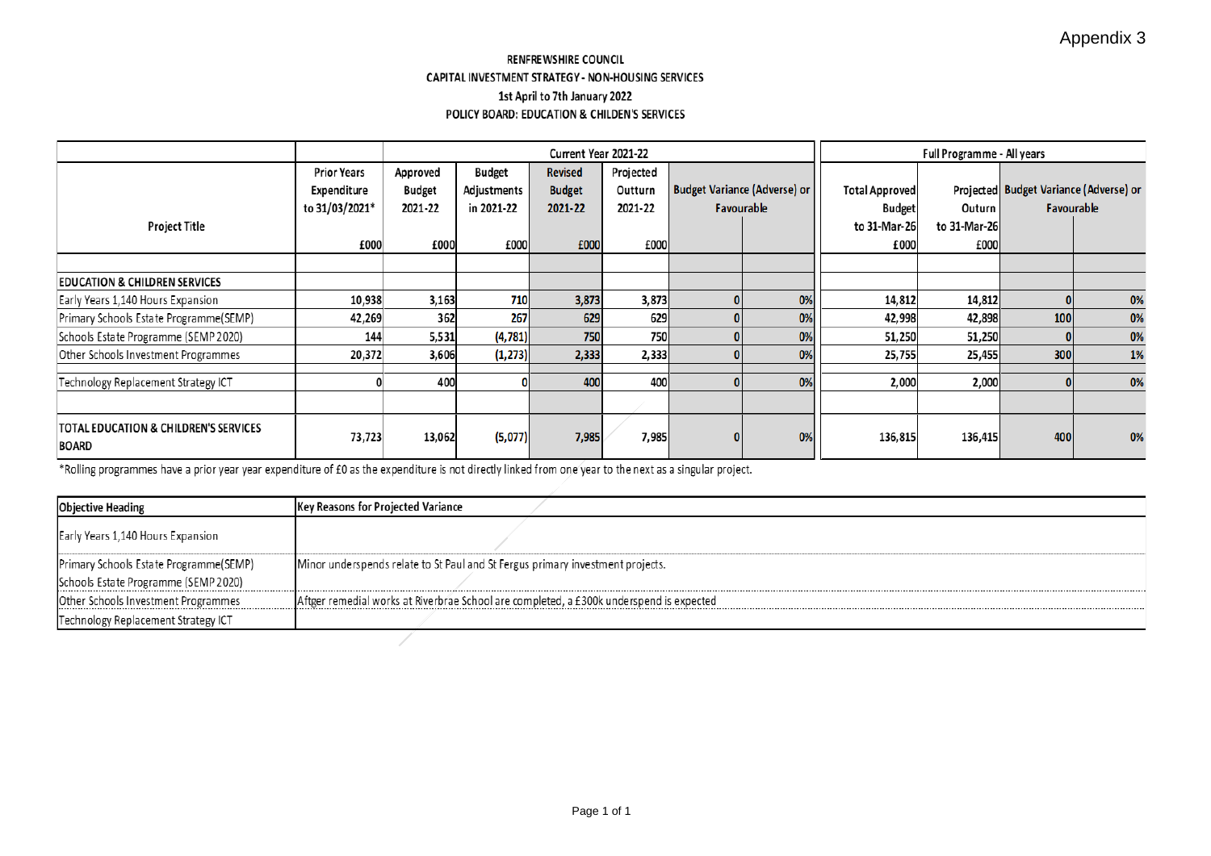Appendix 3

# RENFREWSHIRE COUNCIL
## CAPITAL INVESTMENT STRATEGY - NON-HOUSING SERVICES
### 1st April to 7th January 2022
### POLICY BOARD: EDUCATION & CHILDEN'S SERVICES

| Project Title | Prior Years Expenditure to 31/03/2021* £000 | Current Year 2021-22 Approved Budget 2021-22 £000 | Budget Adjustments in 2021-22 £000 | Revised Budget 2021-22 £000 | Projected Outturn 2021-22 £000 | Budget Variance (Adverse) or Favourable | | Full Programme - All years Total Approved Budget to 31-Mar-26 £000 | Projected Outturn to 31-Mar-26 £000 | Budget Variance (Adverse) or Favourable | |
|---|---|---|---|---|---|---|---|---|---|---|---|
| **EDUCATION & CHILDREN SERVICES** | | | | | | | | | | | |
| Early Years 1,140 Hours Expansion | 10,938 | 3,163 | 710 | 3,873 | 3,873 | 0 | 0% | 14,812 | 14,812 | 0 | 0% |
| Primary Schools Estate Programme(SEMP) | 42,269 | 362 | 267 | 629 | 629 | 0 | 0% | 42,998 | 42,898 | 100 | 0% |
| Schools Estate Programme (SEMP 2020) | 144 | 5,531 | (4,781) | 750 | 750 | 0 | 0% | 51,250 | 51,250 | 0 | 0% |
| Other Schools Investment Programmes | 20,372 | 3,606 | (1,273) | 2,333 | 2,333 | 0 | 0% | 25,755 | 25,455 | 300 | 1% |
| Technology Replacement Strategy ICT | 0 | 400 | 0 | 400 | 400 | 0 | 0% | 2,000 | 2,000 | 0 | 0% |
| **TOTAL EDUCATION & CHILDREN'S SERVICES BOARD** | 73,723 | 13,062 | (5,077) | 7,985 | 7,985 | 0 | 0% | 136,815 | 136,415 | 400 | 0% |

*Rolling programmes have a prior year year expenditure of £0 as the expenditure is not directly linked from one year to the next as a singular project.

| Objective Heading | Key Reasons for Projected Variance |
|---|---|
| Early Years 1,140 Hours Expansion | |
| Primary Schools Estate Programme(SEMP) | Minor underspends relate to St Paul and St Fergus primary investment projects. |
| Schools Estate Programme (SEMP 2020) | |
| Other Schools Investment Programmes | Aftger remedial works at Riverbrae School are completed, a £300k underspend is expected |
| Technology Replacement Strategy ICT | |